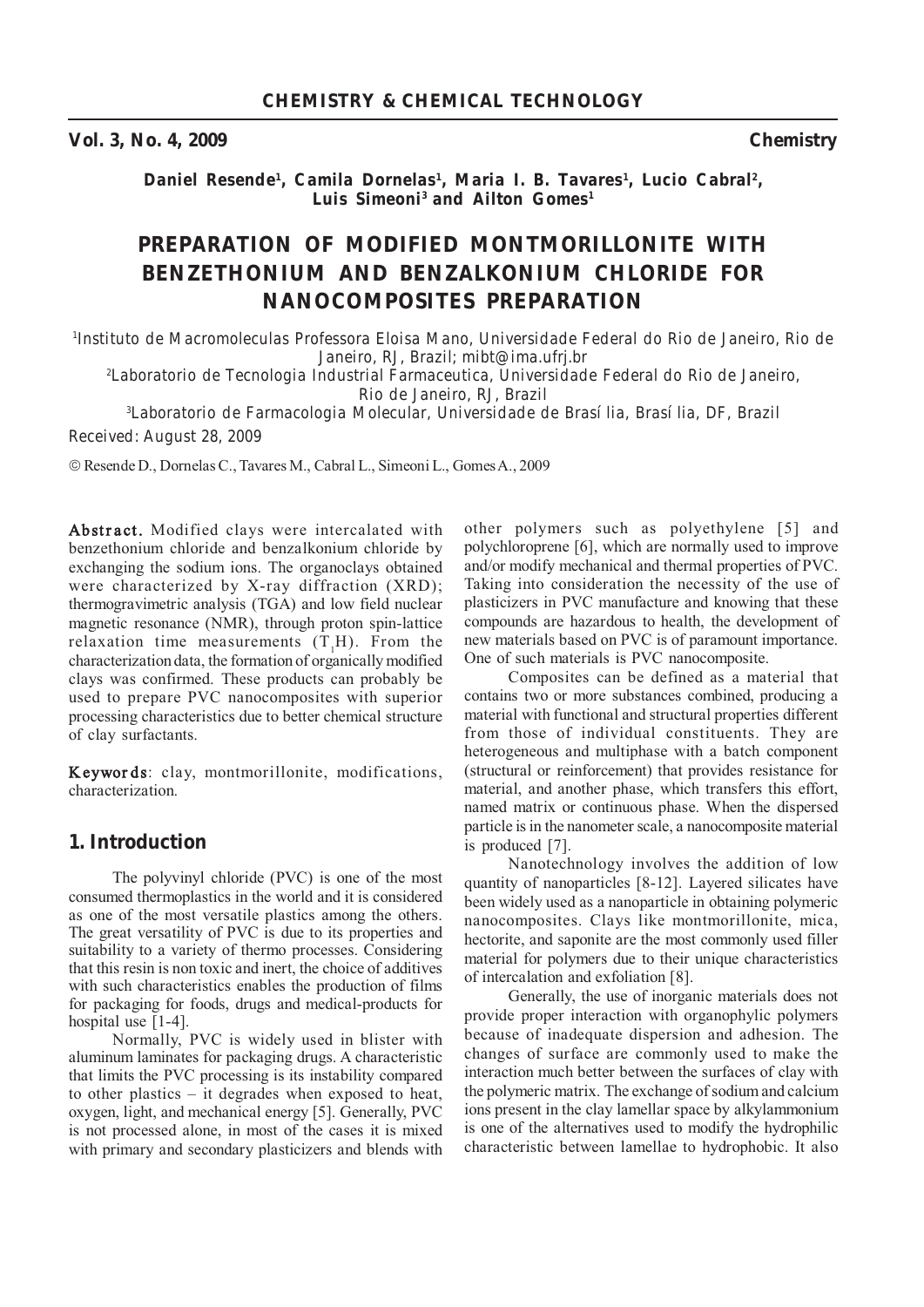Daniel Resende[1], Camila Dornelas[1], Maria I. B. Tavares[1], Lucio Cabral[2], Luis Simeoni[3] and Ailton Gomes[1]

# PREPARATION OF MODIFIED MONTMORILLONITE WITH BENZETHONIUM AND BENZALKONIUM CHLORIDE FOR NANOCOMPOSITES PREPARATION

[1]Instituto de Macromoleculas Professora Eloisa Mano, Universidade Federal do Rio de Janeiro, Rio de Janeiro, RJ, Brazil; mibt@ima.ufrj.br

[2]Laboratorio de Tecnologia Industrial Farmaceutica, Universidade Federal do Rio de Janeiro, Rio de Janeiro, RJ, Brazil

[3]Laboratorio de Farmacologia Molecular, Universidade de Brasília, Brasília, DF, Brazil

Received: August 28, 2009

© Resende D., Dornelas C., Tavares M., Cabral L., Simeoni L., Gomes A., 2009

**Abstract.** Modified clays were intercalated with benzethonium chloride and benzalkonium chloride by exchanging the sodium ions. The organoclays obtained were characterized by X-ray diffraction (XRD); thermogravimetric analysis (TGA) and low field nuclear magnetic resonance (NMR), through proton spin-lattice relaxation time measurements ($T_1H$). From the characterization data, the formation of organically modified clays was confirmed. These products can probably be used to prepare PVC nanocomposites with superior processing characteristics due to better chemical structure of clay surfactants.

**Keywords**: clay, montmorillonite, modifications, characterization.

## 1. Introduction

The polyvinyl chloride (PVC) is one of the most consumed thermoplastics in the world and it is considered as one of the most versatile plastics among the others. The great versatility of PVC is due to its properties and suitability to a variety of thermo processes. Considering that this resin is non toxic and inert, the choice of additives with such characteristics enables the production of films for packaging for foods, drugs and medical-products for hospital use [1-4].

Normally, PVC is widely used in blister with aluminum laminates for packaging drugs. A characteristic that limits the PVC processing is its instability compared to other plastics – it degrades when exposed to heat, oxygen, light, and mechanical energy [5]. Generally, PVC is not processed alone, in most of the cases it is mixed with primary and secondary plasticizers and blends with other polymers such as polyethylene [5] and polychloroprene [6], which are normally used to improve and/or modify mechanical and thermal properties of PVC. Taking into consideration the necessity of the use of plasticizers in PVC manufacture and knowing that these compounds are hazardous to health, the development of new materials based on PVC is of paramount importance. One of such materials is PVC nanocomposite.

Composites can be defined as a material that contains two or more substances combined, producing a material with functional and structural properties different from those of individual constituents. They are heterogeneous and multiphase with a batch component (structural or reinforcement) that provides resistance for material, and another phase, which transfers this effort, named matrix or continuous phase. When the dispersed particle is in the nanometer scale, a nanocomposite material is produced [7].

Nanotechnology involves the addition of low quantity of nanoparticles [8-12]. Layered silicates have been widely used as a nanoparticle in obtaining polymeric nanocomposites. Clays like montmorillonite, mica, hectorite, and saponite are the most commonly used filler material for polymers due to their unique characteristics of intercalation and exfoliation [8].

Generally, the use of inorganic materials does not provide proper interaction with organophylic polymers because of inadequate dispersion and adhesion. The changes of surface are commonly used to make the interaction much better between the surfaces of clay with the polymeric matrix. The exchange of sodium and calcium ions present in the clay lamellar space by alkylammonium is one of the alternatives used to modify the hydrophilic characteristic between lamellae to hydrophobic. It also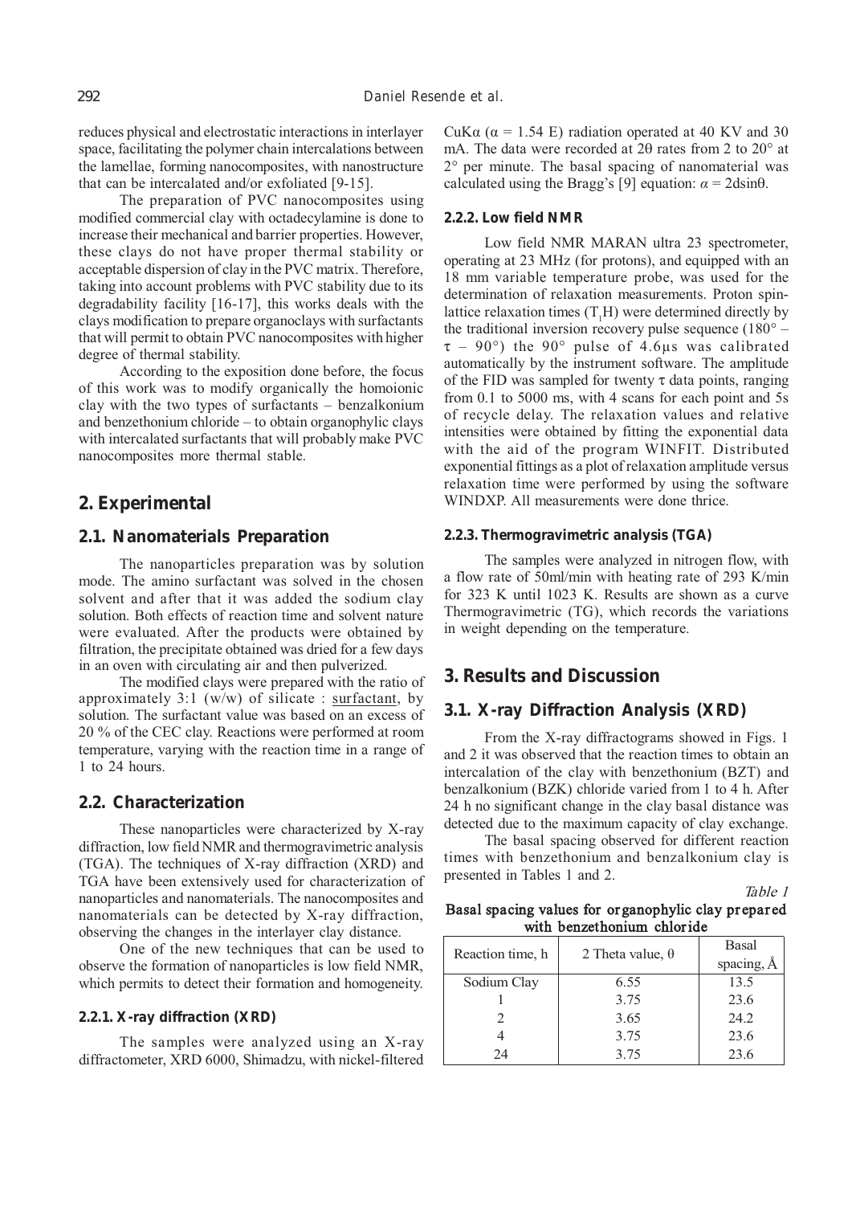reduces physical and electrostatic interactions in interlayer space, facilitating the polymer chain intercalations between the lamellae, forming nanocomposites, with nanostructure that can be intercalated and/or exfoliated [9-15].

The preparation of PVC nanocomposites using modified commercial clay with octadecylamine is done to increase their mechanical and barrier properties. However, these clays do not have proper thermal stability or acceptable dispersion of clay in the PVC matrix. Therefore, taking into account problems with PVC stability due to its degradability facility [16-17], this works deals with the clays modification to prepare organoclays with surfactants that will permit to obtain PVC nanocomposites with higher degree of thermal stability.

According to the exposition done before, the focus of this work was to modify organically the homoionic clay with the two types of surfactants – benzalkonium and benzethonium chloride – to obtain organophylic clays with intercalated surfactants that will probably make PVC nanocomposites more thermal stable.

## 2. Experimental

### 2.1. Nanomaterials Preparation

The nanoparticles preparation was by solution mode. The amino surfactant was solved in the chosen solvent and after that it was added the sodium clay solution. Both effects of reaction time and solvent nature were evaluated. After the products were obtained by filtration, the precipitate obtained was dried for a few days in an oven with circulating air and then pulverized.

The modified clays were prepared with the ratio of approximately 3:1 (w/w) of silicate : surfactant, by solution. The surfactant value was based on an excess of 20 % of the CEC clay. Reactions were performed at room temperature, varying with the reaction time in a range of 1 to 24 hours.

### 2.2. Characterization

These nanoparticles were characterized by X-ray diffraction, low field NMR and thermogravimetric analysis (TGA). The techniques of X-ray diffraction (XRD) and TGA have been extensively used for characterization of nanoparticles and nanomaterials. The nanocomposites and nanomaterials can be detected by X-ray diffraction, observing the changes in the interlayer clay distance.

One of the new techniques that can be used to observe the formation of nanoparticles is low field NMR, which permits to detect their formation and homogeneity.

#### 2.2.1. X-ray diffraction (XRD)

The samples were analyzed using an X-ray diffractometer, XRD 6000, Shimadzu, with nickel-filtered CuKα (α = 1.54 E) radiation operated at 40 KV and 30 mA. The data were recorded at 2θ rates from 2 to 20° at 2° per minute. The basal spacing of nanomaterial was calculated using the Bragg's [9] equation: $\alpha = 2d\sin\theta$.

#### 2.2.2. Low field NMR

Low field NMR MARAN ultra 23 spectrometer, operating at 23 MHz (for protons), and equipped with an 18 mm variable temperature probe, was used for the determination of relaxation measurements. Proton spin-lattice relaxation times ($T_1H$) were determined directly by the traditional inversion recovery pulse sequence (180° – τ – 90°) the 90° pulse of 4.6μs was calibrated automatically by the instrument software. The amplitude of the FID was sampled for twenty τ data points, ranging from 0.1 to 5000 ms, with 4 scans for each point and 5s of recycle delay. The relaxation values and relative intensities were obtained by fitting the exponential data with the aid of the program WINFIT. Distributed exponential fittings as a plot of relaxation amplitude versus relaxation time were performed by using the software WINDXP. All measurements were done thrice.

#### 2.2.3. Thermogravimetric analysis (TGA)

The samples were analyzed in nitrogen flow, with a flow rate of 50ml/min with heating rate of 293 K/min for 323 K until 1023 K. Results are shown as a curve Thermogravimetric (TG), which records the variations in weight depending on the temperature.

## 3. Results and Discussion

### 3.1. X-ray Diffraction Analysis (XRD)

From the X-ray diffractograms showed in Figs. 1 and 2 it was observed that the reaction times to obtain an intercalation of the clay with benzethonium (BZT) and benzalkonium (BZK) chloride varied from 1 to 4 h. After 24 h no significant change in the clay basal distance was detected due to the maximum capacity of clay exchange.

The basal spacing observed for different reaction times with benzethonium and benzalkonium clay is presented in Tables 1 and 2.

*Table 1*

**Basal spacing values for organophylic clay prepared with benzethonium chloride**

| Reaction time, h | 2 Theta value, θ | Basal spacing, Å |
|---|---|---|
| Sodium Clay | 6.55 | 13.5 |
| 1 | 3.75 | 23.6 |
| 2 | 3.65 | 24.2 |
| 4 | 3.75 | 23.6 |
| 24 | 3.75 | 23.6 |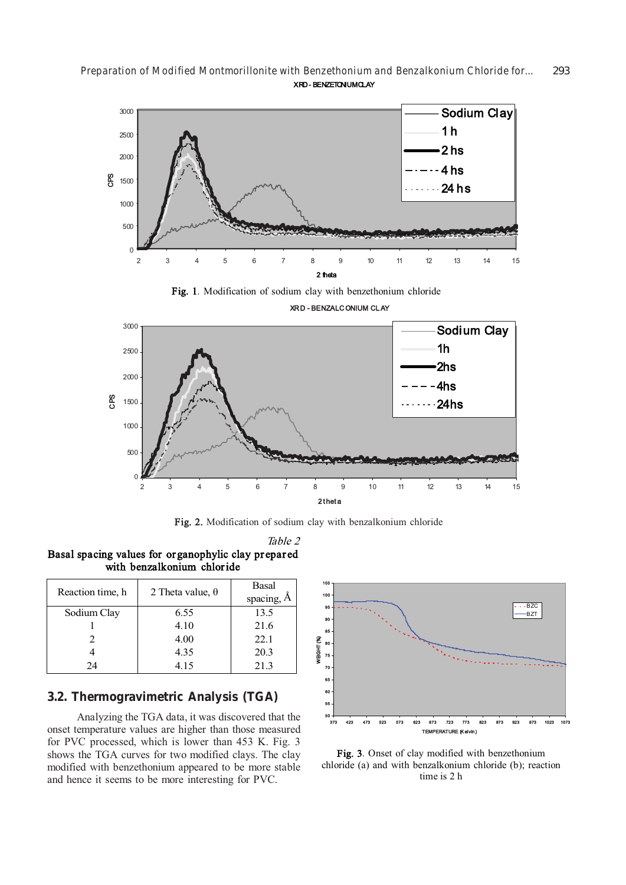Fig. 1. Modification of sodium clay with benzethonium chloride

Fig. 2. Modification of sodium clay with benzalkonium chloride

*Table 2*

**Basal spacing values for organophylic clay prepared with benzalkonium chloride**

| Reaction time, h | 2 Theta value, θ | Basal spacing, Å |
|---|---|---|
| Sodium Clay | 6.55 | 13.5 |
| 1 | 4.10 | 21.6 |
| 2 | 4.00 | 22.1 |
| 4 | 4.35 | 20.3 |
| 24 | 4.15 | 21.3 |

## 3.2. Thermogravimetric Analysis (TGA)

Analyzing the TGA data, it was discovered that the onset temperature values are higher than those measured for PVC processed, which is lower than 453 K. Fig. 3 shows the TGA curves for two modified clays. The clay modified with benzethonium appeared to be more stable and hence it seems to be more interesting for PVC.

Fig. 3. Onset of clay modified with benzethonium chloride (a) and with benzalkonium chloride (b); reaction time is 2 h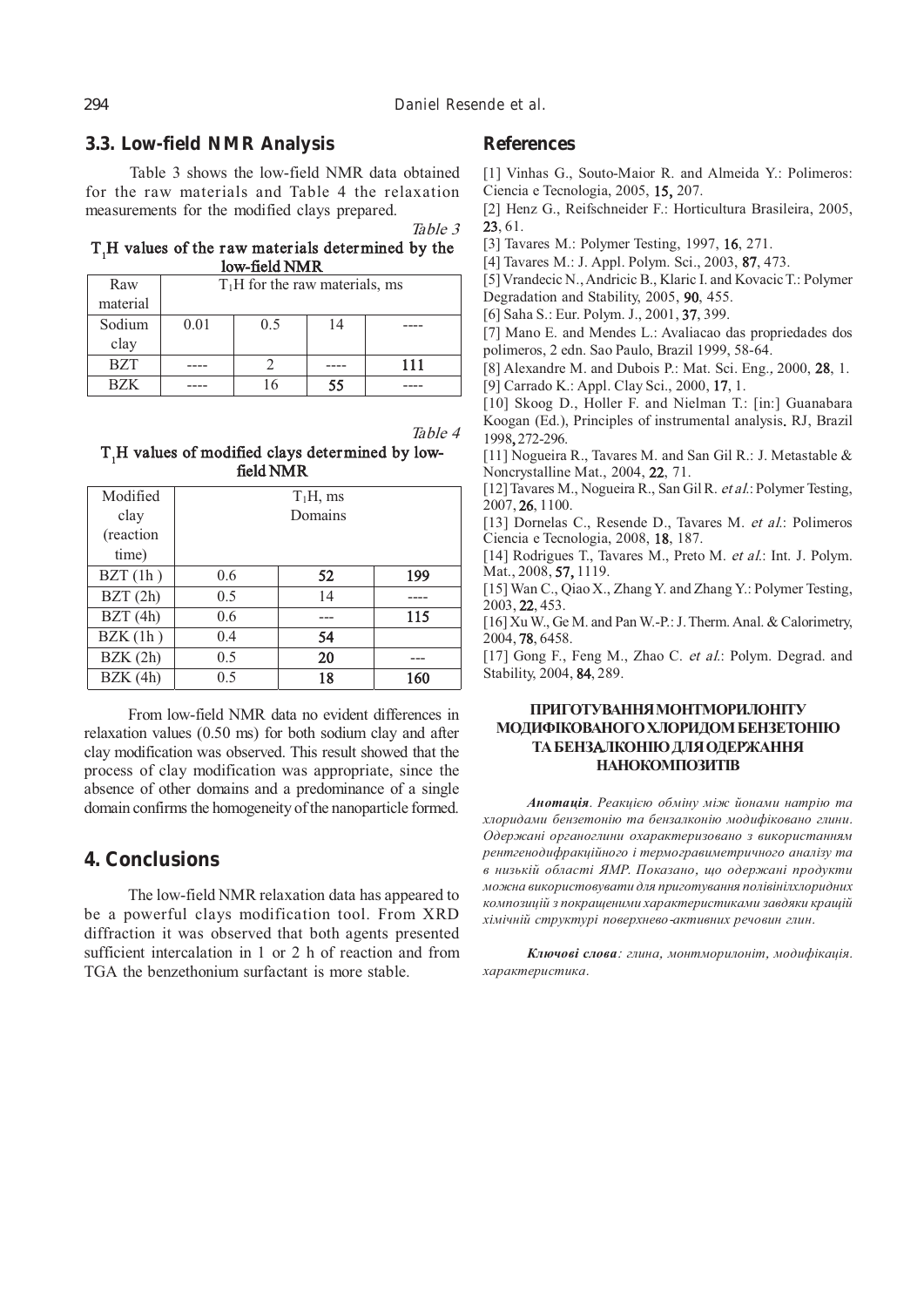### 3.3. Low-field NMR Analysis

Table 3 shows the low-field NMR data obtained for the raw materials and Table 4 the relaxation measurements for the modified clays prepared.

*Table 3*

**$T_1H$ values of the raw materials determined by the low-field NMR**

| Raw material | $T_1H$ for the raw materials, ms | | | |
|---|---|---|---|---|
| Sodium clay | 0.01 | 0.5 | 14 | ---- |
| BZT | ---- | 2 | ---- | **111** |
| BZK | ---- | 16 | **55** | ---- |

*Table 4*

**$T_1H$ values of modified clays determined by low-field NMR**

| Modified clay (reaction time) | $T_1H$, ms Domains | | |
|---|---|---|---|
| BZT (1h ) | 0.6 | **52** | **199** |
| BZT (2h) | 0.5 | 14 | ---- |
| BZT (4h) | 0.6 | --- | **115** |
| BZK (1h ) | 0.4 | **54** | |
| BZK (2h) | 0.5 | **20** | --- |
| BZK (4h) | 0.5 | **18** | **160** |

From low-field NMR data no evident differences in relaxation values (0.50 ms) for both sodium clay and after clay modification was observed. This result showed that the process of clay modification was appropriate, since the absence of other domains and a predominance of a single domain confirms the homogeneity of the nanoparticle formed.

## 4. Conclusions

The low-field NMR relaxation data has appeared to be a powerful clays modification tool. From XRD diffraction it was observed that both agents presented sufficient intercalation in 1 or 2 h of reaction and from TGA the benzethonium surfactant is more stable.

## References

[1] Vinhas G., Souto-Maior R. and Almeida Y.: Polimeros: Ciencia e Tecnologia, 2005, **15,** 207.

[2] Henz G., Reifschneider F.: Horticultura Brasileira, 2005, **23**, 61.

[3] Tavares M.: Polymer Testing, 1997, **16**, 271.

[4] Tavares M.: J. Appl. Polym. Sci., 2003, **87**, 473.

[5] Vrandecic N., Andricic B., Klaric I. and Kovacic T.: Polymer Degradation and Stability, 2005, **90**, 455.

[6] Saha S.: Eur. Polym. J., 2001, **37**, 399.

[7] Mano E. and Mendes L.: Avaliacao das propriedades dos polimeros, 2 edn. Sao Paulo, Brazil 1999, 58-64.

[8] Alexandre M. and Dubois P.: Mat. Sci. Eng.*,* 2000, **28**, 1.

[9] Carrado K.: Appl. Clay Sci., 2000, **17**, 1.

[10] Skoog D., Holler F. and Nielman T.: [in:] Guanabara Koogan (Ed.), Principles of instrumental analysis**.** RJ, Brazil 1998**,** 272-296.

[11] Nogueira R., Tavares M. and San Gil R.: J. Metastable & Noncrystalline Mat., 2004, **22**, 71.

[12] Tavares M., Nogueira R., San Gil R. *et al.*: Polymer Testing, 2007, **26**, 1100.

[13] Dornelas C., Resende D., Tavares M. *et al.*: Polimeros Ciencia e Tecnologia, 2008, **18**, 187.

[14] Rodrigues T., Tavares M., Preto M. *et al.*: Int. J. Polym. Mat., 2008, **57,** 1119.

[15] Wan C., Qiao X., Zhang Y. and Zhang Y.: Polymer Testing, 2003, **22**, 453.

[16] Xu W., Ge M. and Pan W.-P.: J. Therm. Anal. & Calorimetry, 2004, **78**, 6458.

[17] Gong F., Feng M., Zhao C. *et al.*: Polym. Degrad. and Stability, 2004, **84**, 289.

**ПРИГОТУВАННЯ МОНТМОРИЛОНІТУ МОДИФІКОВАНОГО ХЛОРИДОМ БЕНЗЕТОНІЮ ТА БЕНЗАЛКОНІЮ ДЛЯ ОДЕРЖАННЯ НАНОКОМПОЗИТІВ**

***Анотація***. *Реакцією обміну між йонами натрію та хлоридами бензетонію та бензалконію модифіковано глини. Одержані органоглини охарактеризовано з використанням рентгенодифракційного і термогравиметричного аналізу та в низькій області ЯМР. Показано, що одержані продукти можна використовувати для приготування полівінілхлоридних композицій з покращеними характеристиками завдяки кращій хімічній структурі поверхнево-активних речовин глин.*

***Ключові слова****: глина, монтморилоніт, модифікація. характеристика.*